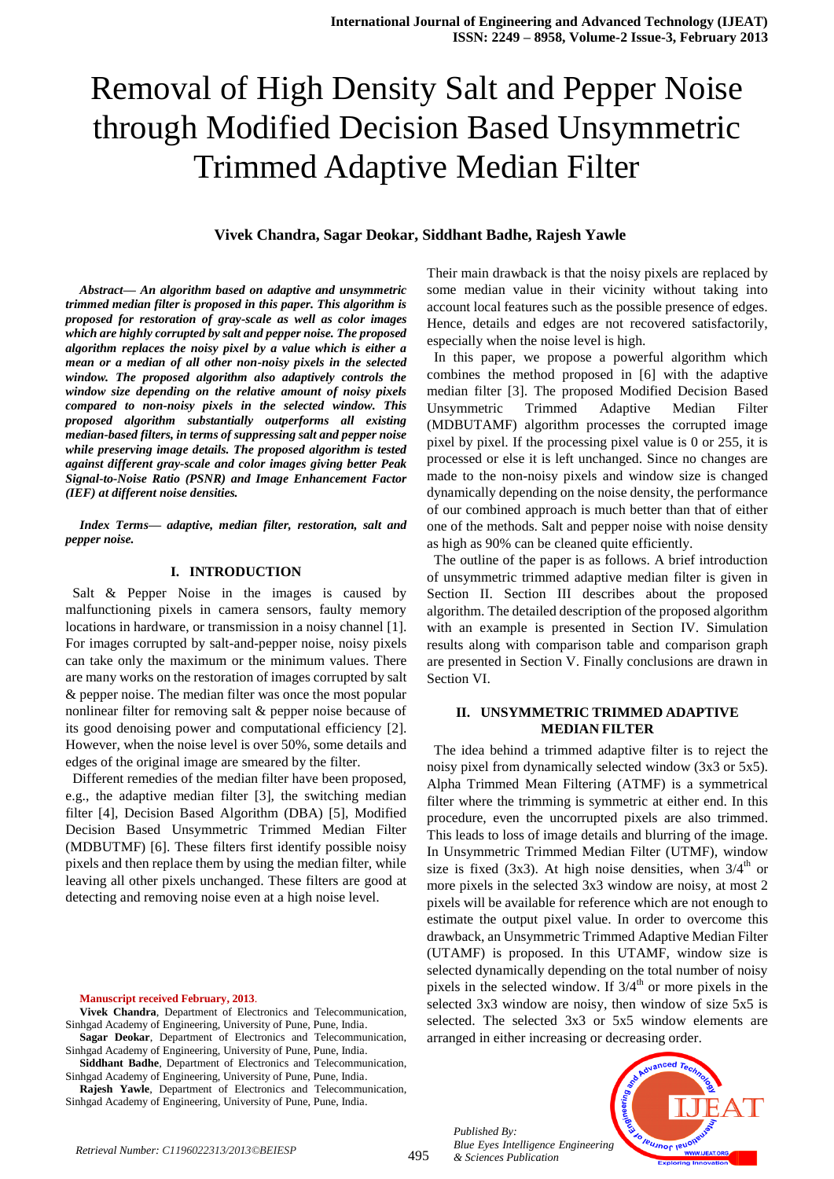# Removal of High Density Salt and Pepper Noise through Modified Decision Based Unsymmetric Trimmed Adaptive Median Filter

**Vivek Chandra, Sagar Deokar, Siddhant Badhe, Rajesh Yawle**

***Abstract— An algorithm based on adaptive and unsymmetric trimmed median filter is proposed in this paper. This algorithm is proposed for restoration of gray-scale as well as color images which are highly corrupted by salt and pepper noise. The proposed algorithm replaces the noisy pixel by a value which is either a mean or a median of all other non-noisy pixels in the selected window. The proposed algorithm also adaptively controls the window size depending on the relative amount of noisy pixels compared to non-noisy pixels in the selected window. This proposed algorithm substantially outperforms all existing median-based filters, in terms of suppressing salt and pepper noise while preserving image details. The proposed algorithm is tested against different gray-scale and color images giving better Peak Signal-to-Noise Ratio (PSNR) and Image Enhancement Factor (IEF) at different noise densities.***

***Index Terms— adaptive, median filter, restoration, salt and pepper noise.***

## I. INTRODUCTION

Salt & Pepper Noise in the images is caused by malfunctioning pixels in camera sensors, faulty memory locations in hardware, or transmission in a noisy channel [1]. For images corrupted by salt-and-pepper noise, noisy pixels can take only the maximum or the minimum values. There are many works on the restoration of images corrupted by salt & pepper noise. The median filter was once the most popular nonlinear filter for removing salt & pepper noise because of its good denoising power and computational efficiency [2]. However, when the noise level is over 50%, some details and edges of the original image are smeared by the filter.

Different remedies of the median filter have been proposed, e.g., the adaptive median filter [3], the switching median filter [4], Decision Based Algorithm (DBA) [5], Modified Decision Based Unsymmetric Trimmed Median Filter (MDBUTMF) [6]. These filters first identify possible noisy pixels and then replace them by using the median filter, while leaving all other pixels unchanged. These filters are good at detecting and removing noise even at a high noise level. Their main drawback is that the noisy pixels are replaced by some median value in their vicinity without taking into account local features such as the possible presence of edges. Hence, details and edges are not recovered satisfactorily, especially when the noise level is high.

In this paper, we propose a powerful algorithm which combines the method proposed in [6] with the adaptive median filter [3]. The proposed Modified Decision Based Unsymmetric Trimmed Adaptive Median Filter (MDBUTAMF) algorithm processes the corrupted image pixel by pixel. If the processing pixel value is 0 or 255, it is processed or else it is left unchanged. Since no changes are made to the non-noisy pixels and window size is changed dynamically depending on the noise density, the performance of our combined approach is much better than that of either one of the methods. Salt and pepper noise with noise density as high as 90% can be cleaned quite efficiently.

The outline of the paper is as follows. A brief introduction of unsymmetric trimmed adaptive median filter is given in Section II. Section III describes about the proposed algorithm. The detailed description of the proposed algorithm with an example is presented in Section IV. Simulation results along with comparison table and comparison graph are presented in Section V. Finally conclusions are drawn in Section VI.

## II. UNSYMMETRIC TRIMMED ADAPTIVE MEDIAN FILTER

The idea behind a trimmed adaptive filter is to reject the noisy pixel from dynamically selected window (3x3 or 5x5). Alpha Trimmed Mean Filtering (ATMF) is a symmetrical filter where the trimming is symmetric at either end. In this procedure, even the uncorrupted pixels are also trimmed. This leads to loss of image details and blurring of the image. In Unsymmetric Trimmed Median Filter (UTMF), window size is fixed (3x3). At high noise densities, when $3/4^{th}$ or more pixels in the selected 3x3 window are noisy, at most 2 pixels will be available for reference which are not enough to estimate the output pixel value. In order to overcome this drawback, an Unsymmetric Trimmed Adaptive Median Filter (UTAMF) is proposed. In this UTAMF, window size is selected dynamically depending on the total number of noisy pixels in the selected window. If $3/4^{th}$ or more pixels in the selected 3x3 window are noisy, then window of size 5x5 is selected. The selected 3x3 or 5x5 window elements are arranged in either increasing or decreasing order.

**Manuscript received February, 2013**.

**Vivek Chandra**, Department of Electronics and Telecommunication, Sinhgad Academy of Engineering, University of Pune, Pune, India.

**Sagar Deokar**, Department of Electronics and Telecommunication, Sinhgad Academy of Engineering, University of Pune, Pune, India.

**Siddhant Badhe**, Department of Electronics and Telecommunication, Sinhgad Academy of Engineering, University of Pune, Pune, India.

**Rajesh Yawle**, Department of Electronics and Telecommunication, Sinhgad Academy of Engineering, University of Pune, Pune, India.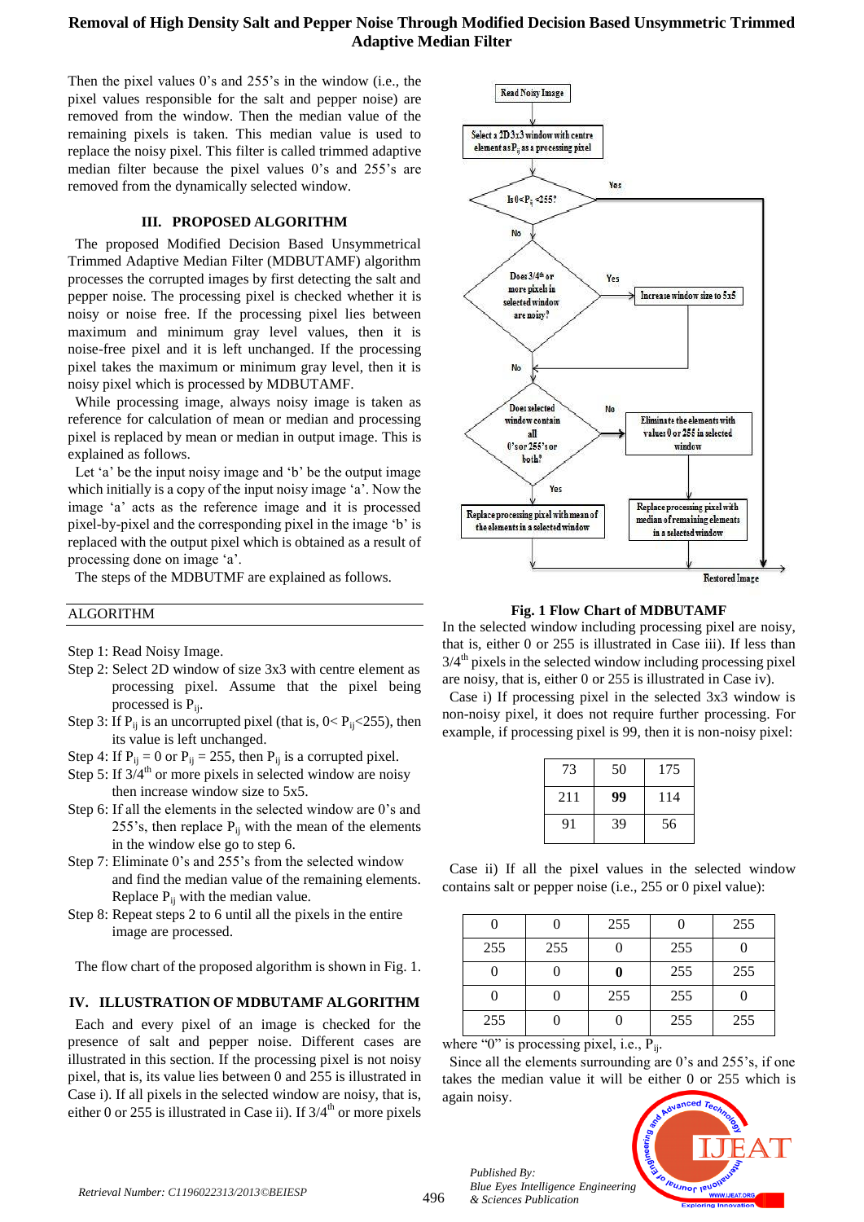Then the pixel values 0's and 255's in the window (i.e., the pixel values responsible for the salt and pepper noise) are removed from the window. Then the median value of the remaining pixels is taken. This median value is used to replace the noisy pixel. This filter is called trimmed adaptive median filter because the pixel values 0's and 255's are removed from the dynamically selected window.

## III. PROPOSED ALGORITHM

The proposed Modified Decision Based Unsymmetrical Trimmed Adaptive Median Filter (MDBUTAMF) algorithm processes the corrupted images by first detecting the salt and pepper noise. The processing pixel is checked whether it is noisy or noise free. If the processing pixel lies between maximum and minimum gray level values, then it is noise-free pixel and it is left unchanged. If the processing pixel takes the maximum or minimum gray level, then it is noisy pixel which is processed by MDBUTAMF.

While processing image, always noisy image is taken as reference for calculation of mean or median and processing pixel is replaced by mean or median in output image. This is explained as follows.

Let 'a' be the input noisy image and 'b' be the output image which initially is a copy of the input noisy image 'a'. Now the image 'a' acts as the reference image and it is processed pixel-by-pixel and the corresponding pixel in the image 'b' is replaced with the output pixel which is obtained as a result of processing done on image 'a'.

The steps of the MDBUTMF are explained as follows.

---

ALGORITHM

Step 1: Read Noisy Image.

Step 2: Select 2D window of size 3x3 with centre element as processing pixel. Assume that the pixel being processed is $P_{ij}$.

Step 3: If $P_{ij}$ is an uncorrupted pixel (that is, $0 < P_{ij} < 255$), then its value is left unchanged.

Step 4: If $P_{ij} = 0$ or $P_{ij} = 255$, then $P_{ij}$ is a corrupted pixel.

Step 5: If $3/4^{th}$ or more pixels in selected window are noisy then increase window size to 5x5.

Step 6: If all the elements in the selected window are 0's and 255's, then replace $P_{ij}$ with the mean of the elements in the window else go to step 6.

Step 7: Eliminate 0's and 255's from the selected window and find the median value of the remaining elements. Replace $P_{ij}$ with the median value.

Step 8: Repeat steps 2 to 6 until all the pixels in the entire image are processed.

The flow chart of the proposed algorithm is shown in Fig. 1.

Read Noisy Image → Select a 2D 3x3 window with centre element as $P_{ij}$ as a processing pixel → Is $0 < P_{ij} < 255$? (Yes → Restored Image; No →) Does 3/4th or more pixels in selected window are noisy? (Yes → Increase window size to 5x5; No →) Does selected window contain all 0's or 255's or both? (Yes → Replace processing pixel with mean of the elements in a selected window; No → Eliminate the elements with values 0 or 255 in selected window → Replace processing pixel with median of remaining elements in a selected window) → Restored Image

**Fig. 1 Flow Chart of MDBUTAMF**

## IV. ILLUSTRATION OF MDBUTAMF ALGORITHM

Each and every pixel of an image is checked for the presence of salt and pepper noise. Different cases are illustrated in this section. If the processing pixel is not noisy pixel, that is, its value lies between 0 and 255 is illustrated in Case i). If all pixels in the selected window are noisy, that is, either 0 or 255 is illustrated in Case ii). If $3/4^{th}$ or more pixels in the selected window including processing pixel are noisy, that is, either 0 or 255 is illustrated in Case iii). If less than $3/4^{th}$ pixels in the selected window including processing pixel are noisy, that is, either 0 or 255 is illustrated in Case iv).

Case i) If processing pixel in the selected 3x3 window is non-noisy pixel, it does not require further processing. For example, if processing pixel is 99, then it is non-noisy pixel:

| | | |
|---|---|---|
| 73 | 50 | 175 |
| 211 | **99** | 114 |
| 91 | 39 | 56 |

Case ii) If all the pixel values in the selected window contains salt or pepper noise (i.e., 255 or 0 pixel value):

| | | | | |
|---|---|---|---|---|
| 0 | 0 | 255 | 0 | 255 |
| 255 | 255 | 0 | 255 | 0 |
| 0 | 0 | **0** | 255 | 255 |
| 0 | 0 | 255 | 255 | 0 |
| 255 | 0 | 0 | 255 | 255 |

where "0" is processing pixel, i.e., $P_{ij}$.

Since all the elements surrounding are 0's and 255's, if one takes the median value it will be either 0 or 255 which is again noisy.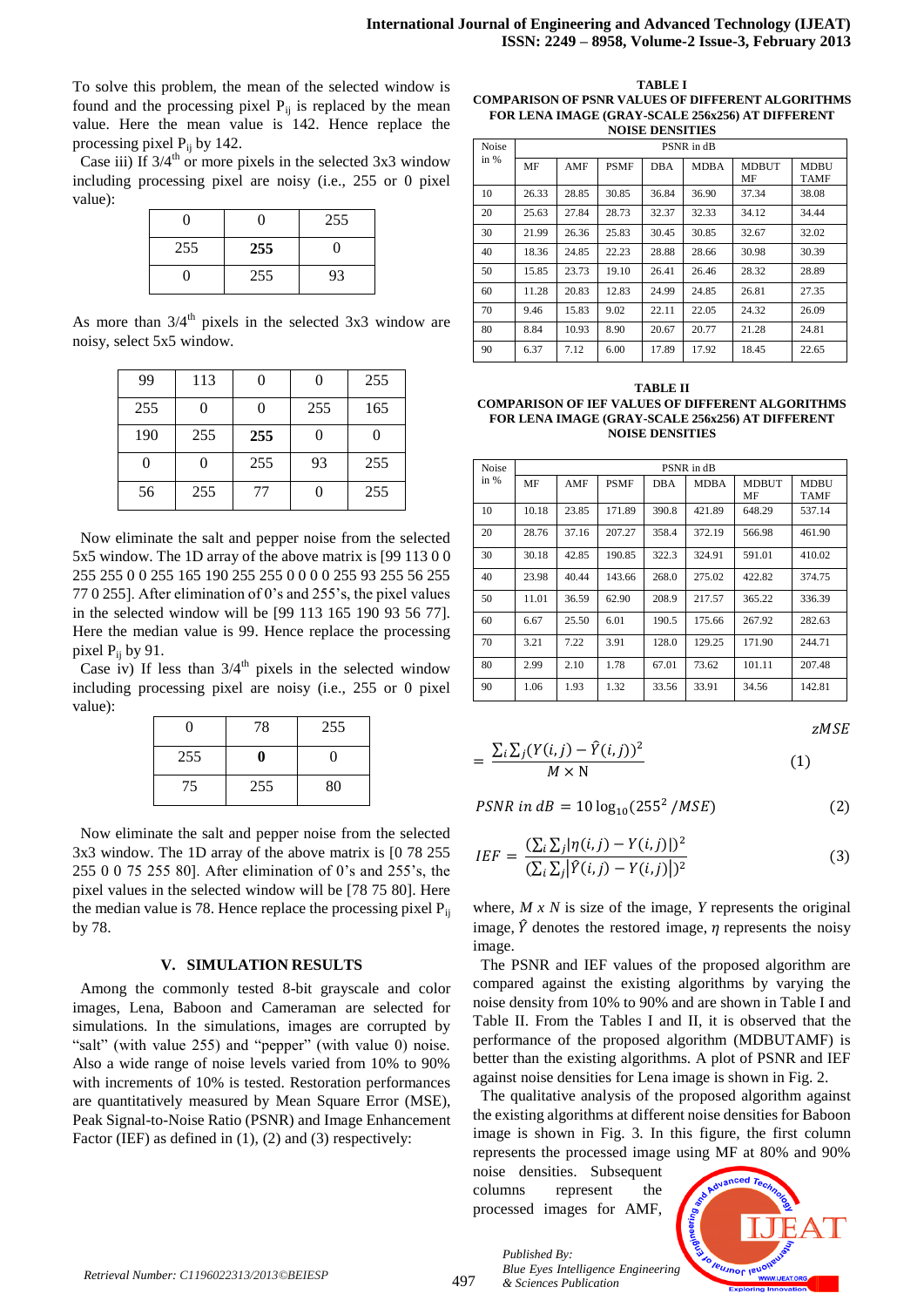To solve this problem, the mean of the selected window is found and the processing pixel $P_{ij}$ is replaced by the mean value. Here the mean value is 142. Hence replace the processing pixel $P_{ij}$ by 142.

Case iii) If $3/4^{th}$ or more pixels in the selected 3x3 window including processing pixel are noisy (i.e., 255 or 0 pixel value):

| 0 | 0 | 255 |
|---|---|---|
| 255 | **255** | 0 |
| 0 | 255 | 93 |

As more than $3/4^{th}$ pixels in the selected 3x3 window are noisy, select 5x5 window.

| 99 | 113 | 0 | 0 | 255 |
|---|---|---|---|---|
| 255 | 0 | 0 | 255 | 165 |
| 190 | 255 | **255** | 0 | 0 |
| 0 | 0 | 255 | 93 | 255 |
| 56 | 255 | 77 | 0 | 255 |

Now eliminate the salt and pepper noise from the selected 5x5 window. The 1D array of the above matrix is [99 113 0 0 255 255 0 0 255 165 190 255 255 0 0 0 0 255 93 255 56 255 77 0 255]. After elimination of 0's and 255's, the pixel values in the selected window will be [99 113 165 190 93 56 77]. Here the median value is 99. Hence replace the processing pixel $P_{ij}$ by 91.

Case iv) If less than $3/4^{th}$ pixels in the selected window including processing pixel are noisy (i.e., 255 or 0 pixel value):

| 0 | 78 | 255 |
|---|---|---|
| 255 | **0** | 0 |
| 75 | 255 | 80 |

Now eliminate the salt and pepper noise from the selected 3x3 window. The 1D array of the above matrix is [0 78 255 255 0 0 75 255 80]. After elimination of 0's and 255's, the pixel values in the selected window will be [78 75 80]. Here the median value is 78. Hence replace the processing pixel $P_{ij}$ by 78.

## V. SIMULATION RESULTS

Among the commonly tested 8-bit grayscale and color images, Lena, Baboon and Cameraman are selected for simulations. In the simulations, images are corrupted by "salt" (with value 255) and "pepper" (with value 0) noise. Also a wide range of noise levels varied from 10% to 90% with increments of 10% is tested. Restoration performances are quantitatively measured by Mean Square Error (MSE), Peak Signal-to-Noise Ratio (PSNR) and Image Enhancement Factor (IEF) as defined in (1), (2) and (3) respectively:

**TABLE I**
**COMPARISON OF PSNR VALUES OF DIFFERENT ALGORITHMS FOR LENA IMAGE (GRAY-SCALE 256x256) AT DIFFERENT NOISE DENSITIES**

| Noise in % | PSNR in dB | | | | | | |
|---|---|---|---|---|---|---|---|
| | MF | AMF | PSMF | DBA | MDBA | MDBUTMF | MDBUTAMF |
| 10 | 26.33 | 28.85 | 30.85 | 36.84 | 36.90 | 37.34 | 38.08 |
| 20 | 25.63 | 27.84 | 28.73 | 32.37 | 32.33 | 34.12 | 34.44 |
| 30 | 21.99 | 26.36 | 25.83 | 30.45 | 30.85 | 32.67 | 32.02 |
| 40 | 18.36 | 24.85 | 22.23 | 28.88 | 28.66 | 30.98 | 30.39 |
| 50 | 15.85 | 23.73 | 19.10 | 26.41 | 26.46 | 28.32 | 28.89 |
| 60 | 11.28 | 20.83 | 12.83 | 24.99 | 24.85 | 26.81 | 27.35 |
| 70 | 9.46 | 15.83 | 9.02 | 22.11 | 22.05 | 24.32 | 26.09 |
| 80 | 8.84 | 10.93 | 8.90 | 20.67 | 20.77 | 21.28 | 24.81 |
| 90 | 6.37 | 7.12 | 6.00 | 17.89 | 17.92 | 18.45 | 22.65 |

**TABLE II**
**COMPARISON OF IEF VALUES OF DIFFERENT ALGORITHMS FOR LENA IMAGE (GRAY-SCALE 256x256) AT DIFFERENT NOISE DENSITIES**

| Noise in % | PSNR in dB | | | | | | |
|---|---|---|---|---|---|---|---|
| | MF | AMF | PSMF | DBA | MDBA | MDBUTMF | MDBUTAMF |
| 10 | 10.18 | 23.85 | 171.89 | 390.8 | 421.89 | 648.29 | 537.14 |
| 20 | 28.76 | 37.16 | 207.27 | 358.4 | 372.19 | 566.98 | 461.90 |
| 30 | 30.18 | 42.85 | 190.85 | 322.3 | 324.91 | 591.01 | 410.02 |
| 40 | 23.98 | 40.44 | 143.66 | 268.0 | 275.02 | 422.82 | 374.75 |
| 50 | 11.01 | 36.59 | 62.90 | 208.9 | 217.57 | 365.22 | 336.39 |
| 60 | 6.67 | 25.50 | 6.01 | 190.5 | 175.66 | 267.92 | 282.63 |
| 70 | 3.21 | 7.22 | 3.91 | 128.0 | 129.25 | 171.90 | 244.71 |
| 80 | 2.99 | 2.10 | 1.78 | 67.01 | 73.62 | 101.11 | 207.48 |
| 90 | 1.06 | 1.93 | 1.32 | 33.56 | 33.91 | 34.56 | 142.81 |

$$zMSE = \frac{\sum_i \sum_j (Y(i,j) - \hat{Y}(i,j))^2}{M \times N} \quad (1)$$

$$PSNR \ in \ dB = 10 \log_{10}(255^2 / MSE) \quad (2)$$

$$IEF = \frac{(\sum_i \sum_j |\eta(i,j) - Y(i,j)|)^2}{(\sum_i \sum_j |\hat{Y}(i,j) - Y(i,j)|)^2} \quad (3)$$

where, $M \times N$ is size of the image, $Y$ represents the original image, $\hat{Y}$ denotes the restored image, $\eta$ represents the noisy image.

The PSNR and IEF values of the proposed algorithm are compared against the existing algorithms by varying the noise density from 10% to 90% and are shown in Table I and Table II. From the Tables I and II, it is observed that the performance of the proposed algorithm (MDBUTAMF) is better than the existing algorithms. A plot of PSNR and IEF against noise densities for Lena image is shown in Fig. 2.

The qualitative analysis of the proposed algorithm against the existing algorithms at different noise densities for Baboon image is shown in Fig. 3. In this figure, the first column represents the processed image using MF at 80% and 90% noise densities. Subsequent columns represent the processed images for AMF,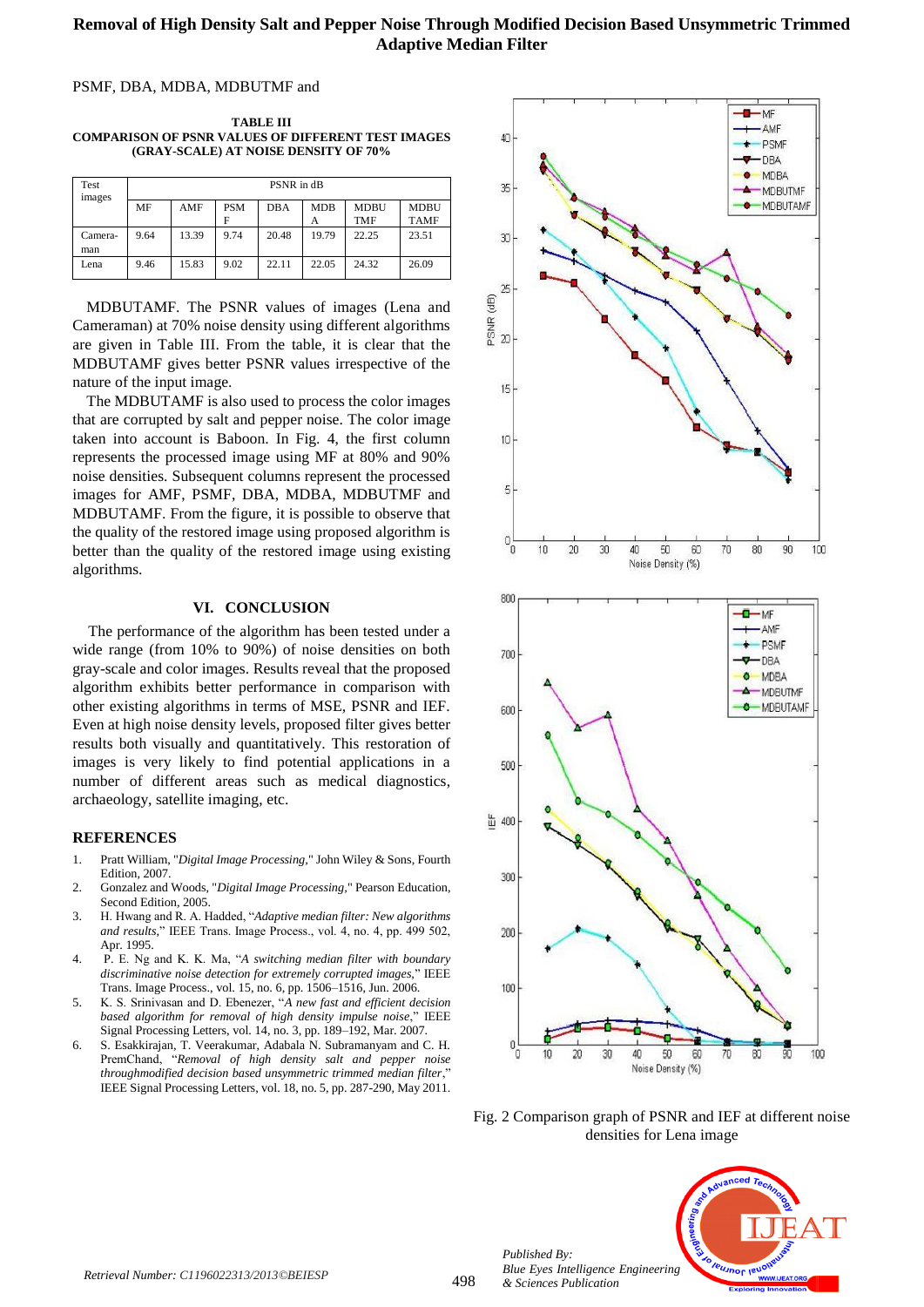PSMF, DBA, MDBA, MDBUTMF and MDBUTAMF. The PSNR values of images (Lena and Cameraman) at 70% noise density using different algorithms are given in Table III. From the table, it is clear that the MDBUTAMF gives better PSNR values irrespective of the nature of the input image.

**TABLE III**
**COMPARISON OF PSNR VALUES OF DIFFERENT TEST IMAGES (GRAY-SCALE) AT NOISE DENSITY OF 70%**

| Test images | PSNR in dB | | | | | | |
|---|---|---|---|---|---|---|---|
| | MF | AMF | PSMF | DBA | MDBA | MDBUTMF | MDBUTAMF |
| Camera-man | 9.64 | 13.39 | 9.74 | 20.48 | 19.79 | 22.25 | 23.51 |
| Lena | 9.46 | 15.83 | 9.02 | 22.11 | 22.05 | 24.32 | 26.09 |

The MDBUTAMF is also used to process the color images that are corrupted by salt and pepper noise. The color image taken into account is Baboon. In Fig. 4, the first column represents the processed image using MF at 80% and 90% noise densities. Subsequent columns represent the processed images for AMF, PSMF, DBA, MDBA, MDBUTMF and MDBUTAMF. From the figure, it is possible to observe that the quality of the restored image using proposed algorithm is better than the quality of the restored image using existing algorithms.

## VI. CONCLUSION

The performance of the algorithm has been tested under a wide range (from 10% to 90%) of noise densities on both gray-scale and color images. Results reveal that the proposed algorithm exhibits better performance in comparison with other existing algorithms in terms of MSE, PSNR and IEF. Even at high noise density levels, proposed filter gives better results both visually and quantitatively. This restoration of images is very likely to find potential applications in a number of different areas such as medical diagnostics, archaeology, satellite imaging, etc.

Fig. 2 Comparison graph of PSNR and IEF at different noise densities for Lena image

## REFERENCES

1. Pratt William, "*Digital Image Processing*," John Wiley & Sons, Fourth Edition, 2007.
2. Gonzalez and Woods, "*Digital Image Processing*," Pearson Education, Second Edition, 2005.
3. H. Hwang and R. A. Hadded, "*Adaptive median filter: New algorithms and results*," IEEE Trans. Image Process., vol. 4, no. 4, pp. 499 502, Apr. 1995.
4. P. E. Ng and K. K. Ma, "*A switching median filter with boundary discriminative noise detection for extremely corrupted images*," IEEE Trans. Image Process., vol. 15, no. 6, pp. 1506–1516, Jun. 2006.
5. K. S. Srinivasan and D. Ebenezer, "*A new fast and efficient decision based algorithm for removal of high density impulse noise*," IEEE Signal Processing Letters, vol. 14, no. 3, pp. 189–192, Mar. 2007.
6. S. Esakkirajan, T. Veerakumar, Adabala N. Subramanyam and C. H. PremChand, "*Removal of high density salt and pepper noise throughmodified decision based unsymmetric trimmed median filter*," IEEE Signal Processing Letters, vol. 18, no. 5, pp. 287-290, May 2011.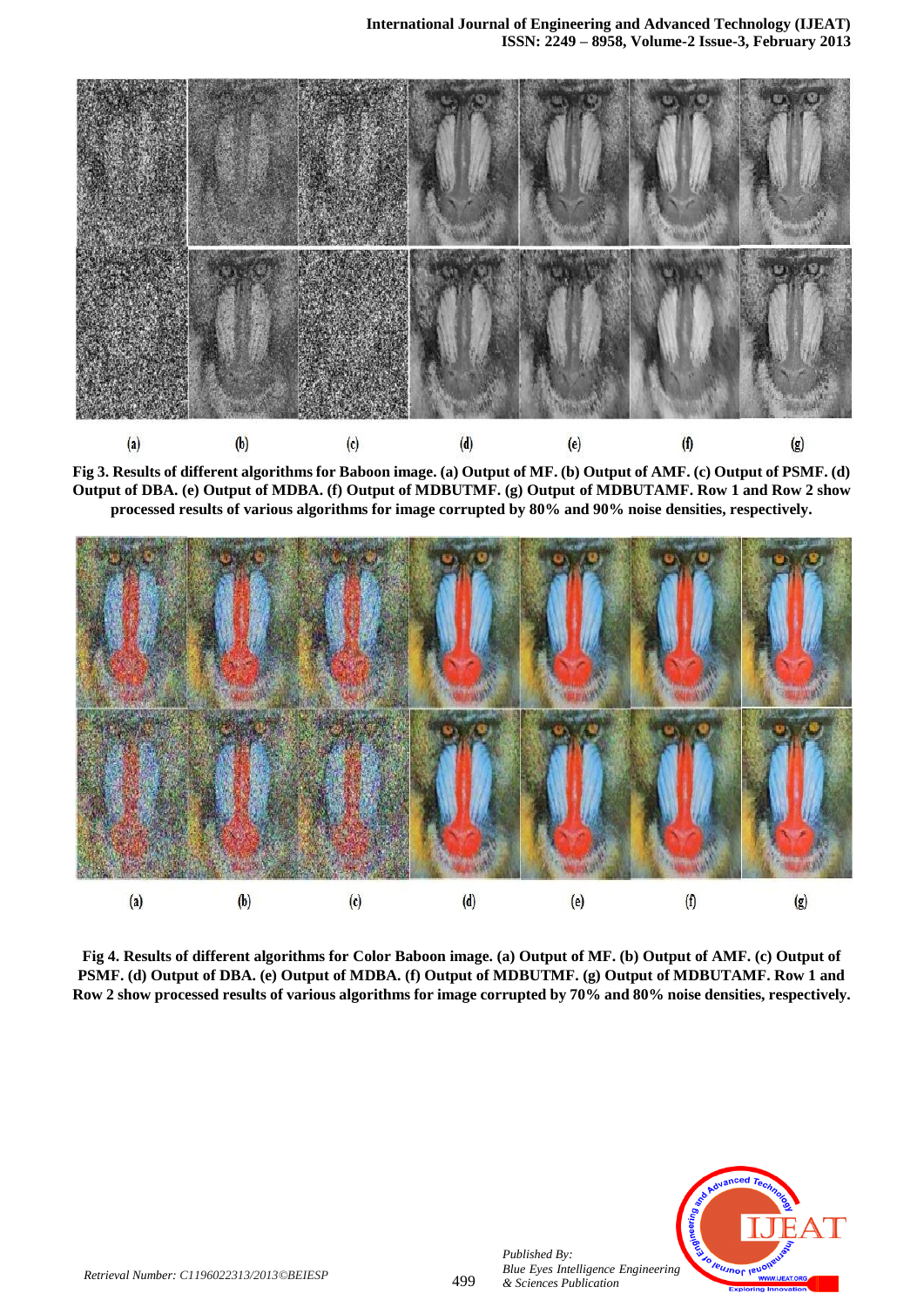(a) (b) (c) (d) (e) (f) (g)

**Fig 3. Results of different algorithms for Baboon image. (a) Output of MF. (b) Output of AMF. (c) Output of PSMF. (d) Output of DBA. (e) Output of MDBA. (f) Output of MDBUTMF. (g) Output of MDBUTAMF. Row 1 and Row 2 show processed results of various algorithms for image corrupted by 80% and 90% noise densities, respectively.**

(a) (b) (c) (d) (e) (f) (g)

**Fig 4. Results of different algorithms for Color Baboon image. (a) Output of MF. (b) Output of AMF. (c) Output of PSMF. (d) Output of DBA. (e) Output of MDBA. (f) Output of MDBUTMF. (g) Output of MDBUTAMF. Row 1 and Row 2 show processed results of various algorithms for image corrupted by 70% and 80% noise densities, respectively.**